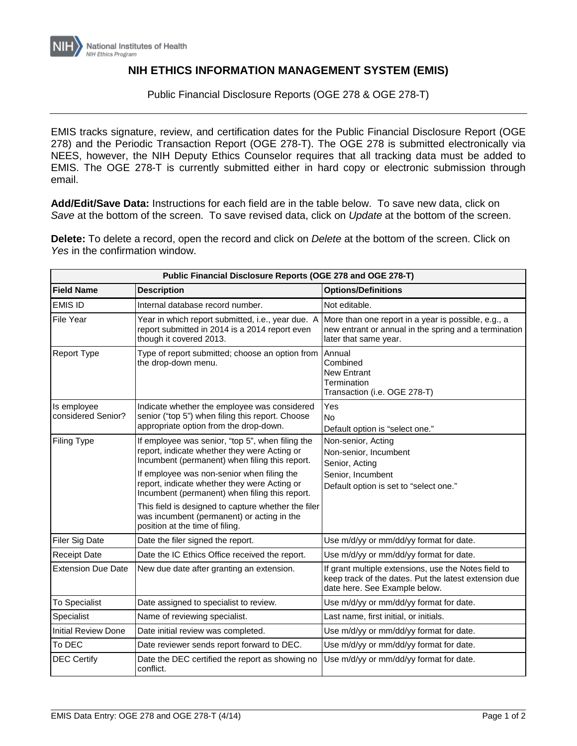National Institutes of Health
NIH Ethics Program

# NIH ETHICS INFORMATION MANAGEMENT SYSTEM (EMIS)

Public Financial Disclosure Reports (OGE 278 & OGE 278-T)

---

EMIS tracks signature, review, and certification dates for the Public Financial Disclosure Report (OGE 278) and the Periodic Transaction Report (OGE 278-T). The OGE 278 is submitted electronically via NEES, however, the NIH Deputy Ethics Counselor requires that all tracking data must be added to EMIS. The OGE 278-T is currently submitted either in hard copy or electronic submission through email.

**Add/Edit/Save Data:** Instructions for each field are in the table below. To save new data, click on *Save* at the bottom of the screen. To save revised data, click on *Update* at the bottom of the screen.

**Delete:** To delete a record, open the record and click on *Delete* at the bottom of the screen. Click on *Yes* in the confirmation window.

| **Public Financial Disclosure Reports (OGE 278 and OGE 278-T)** | | |
|---|---|---|
| **Field Name** | **Description** | **Options/Definitions** |
| EMIS ID | Internal database record number. | Not editable. |
| File Year | Year in which report submitted, i.e., year due. A report submitted in 2014 is a 2014 report even though it covered 2013. | More than one report in a year is possible, e.g., a new entrant or annual in the spring and a termination later that same year. |
| Report Type | Type of report submitted; choose an option from the drop-down menu. | Annual<br>Combined<br>New Entrant<br>Termination<br>Transaction (i.e. OGE 278-T) |
| Is employee considered Senior? | Indicate whether the employee was considered senior ("top 5") when filing this report. Choose appropriate option from the drop-down. | Yes<br>No<br>Default option is "select one." |
| Filing Type | If employee was senior, "top 5", when filing the report, indicate whether they were Acting or Incumbent (permanent) when filing this report.<br>If employee was non-senior when filing the report, indicate whether they were Acting or Incumbent (permanent) when filing this report.<br>This field is designed to capture whether the filer was incumbent (permanent) or acting in the position at the time of filing. | Non-senior, Acting<br>Non-senior, Incumbent<br>Senior, Acting<br>Senior, Incumbent<br>Default option is set to "select one." |
| Filer Sig Date | Date the filer signed the report. | Use m/d/yy or mm/dd/yy format for date. |
| Receipt Date | Date the IC Ethics Office received the report. | Use m/d/yy or mm/dd/yy format for date. |
| Extension Due Date | New due date after granting an extension. | If grant multiple extensions, use the Notes field to keep track of the dates. Put the latest extension due date here. See Example below. |
| To Specialist | Date assigned to specialist to review. | Use m/d/yy or mm/dd/yy format for date. |
| Specialist | Name of reviewing specialist. | Last name, first initial, or initials. |
| Initial Review Done | Date initial review was completed. | Use m/d/yy or mm/dd/yy format for date. |
| To DEC | Date reviewer sends report forward to DEC. | Use m/d/yy or mm/dd/yy format for date. |
| DEC Certify | Date the DEC certified the report as showing no conflict. | Use m/d/yy or mm/dd/yy format for date. |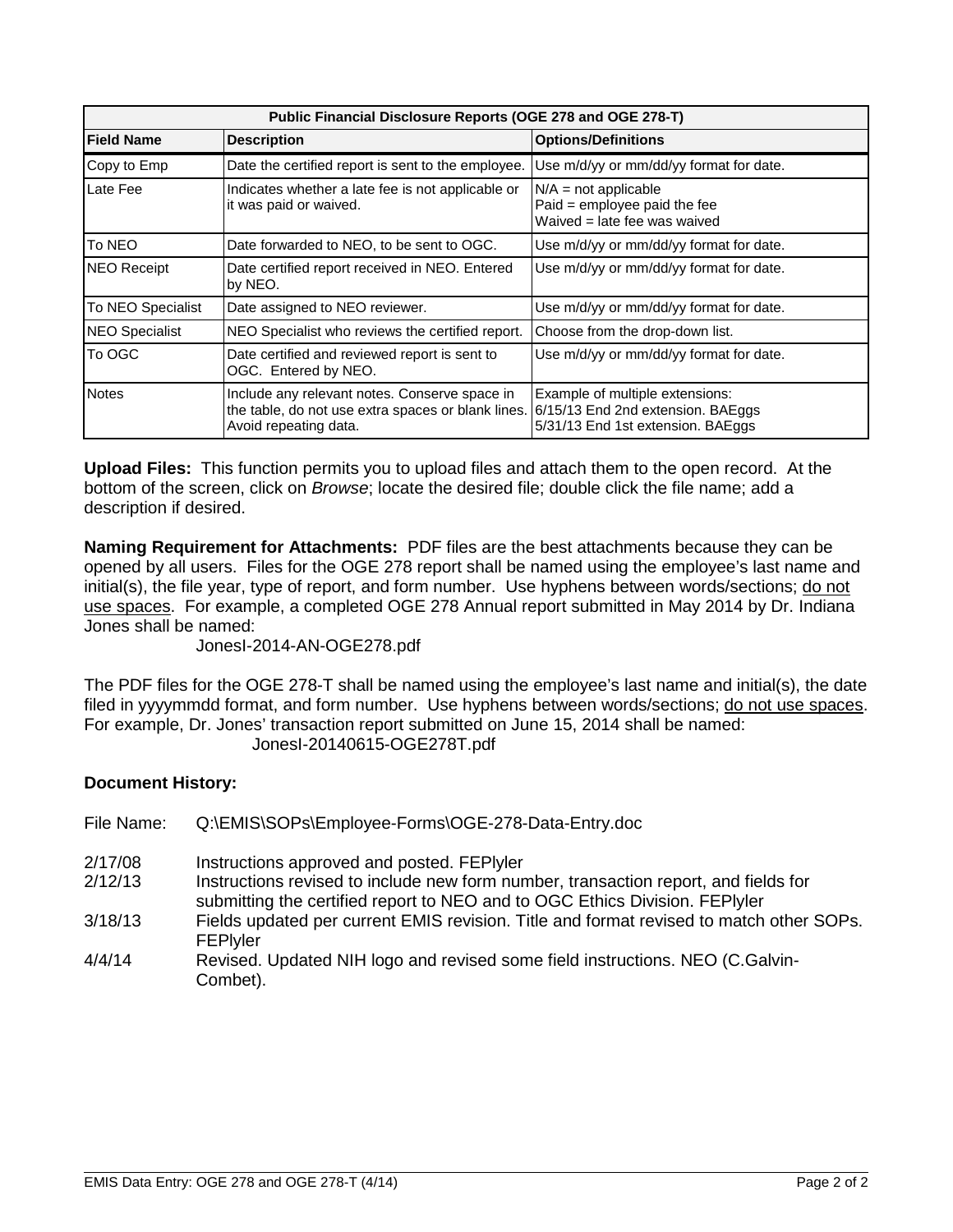| Public Financial Disclosure Reports (OGE 278 and OGE 278-T) | | |
|---|---|---|
| **Field Name** | **Description** | **Options/Definitions** |
| Copy to Emp | Date the certified report is sent to the employee. | Use m/d/yy or mm/dd/yy format for date. |
| Late Fee | Indicates whether a late fee is not applicable or it was paid or waived. | N/A = not applicable<br>Paid = employee paid the fee<br>Waived = late fee was waived |
| To NEO | Date forwarded to NEO, to be sent to OGC. | Use m/d/yy or mm/dd/yy format for date. |
| NEO Receipt | Date certified report received in NEO. Entered by NEO. | Use m/d/yy or mm/dd/yy format for date. |
| To NEO Specialist | Date assigned to NEO reviewer. | Use m/d/yy or mm/dd/yy format for date. |
| NEO Specialist | NEO Specialist who reviews the certified report. | Choose from the drop-down list. |
| To OGC | Date certified and reviewed report is sent to OGC. Entered by NEO. | Use m/d/yy or mm/dd/yy format for date. |
| Notes | Include any relevant notes. Conserve space in the table, do not use extra spaces or blank lines. Avoid repeating data. | Example of multiple extensions:<br>6/15/13 End 2nd extension. BAEggs<br>5/31/13 End 1st extension. BAEggs |

**Upload Files:** This function permits you to upload files and attach them to the open record. At the bottom of the screen, click on *Browse*; locate the desired file; double click the file name; add a description if desired.

**Naming Requirement for Attachments:** PDF files are the best attachments because they can be opened by all users. Files for the OGE 278 report shall be named using the employee's last name and initial(s), the file year, type of report, and form number. Use hyphens between words/sections; do not use spaces. For example, a completed OGE 278 Annual report submitted in May 2014 by Dr. Indiana Jones shall be named:

JonesI-2014-AN-OGE278.pdf

The PDF files for the OGE 278-T shall be named using the employee's last name and initial(s), the date filed in yyyymmdd format, and form number. Use hyphens between words/sections; do not use spaces. For example, Dr. Jones' transaction report submitted on June 15, 2014 shall be named:

JonesI-20140615-OGE278T.pdf

**Document History:**

File Name: Q:\EMIS\SOPs\Employee-Forms\OGE-278-Data-Entry.doc

2/17/08 Instructions approved and posted. FEPlyler

2/12/13 Instructions revised to include new form number, transaction report, and fields for submitting the certified report to NEO and to OGC Ethics Division. FEPlyler

3/18/13 Fields updated per current EMIS revision. Title and format revised to match other SOPs. FEPlyler

4/4/14 Revised. Updated NIH logo and revised some field instructions. NEO (C.Galvin-Combet).